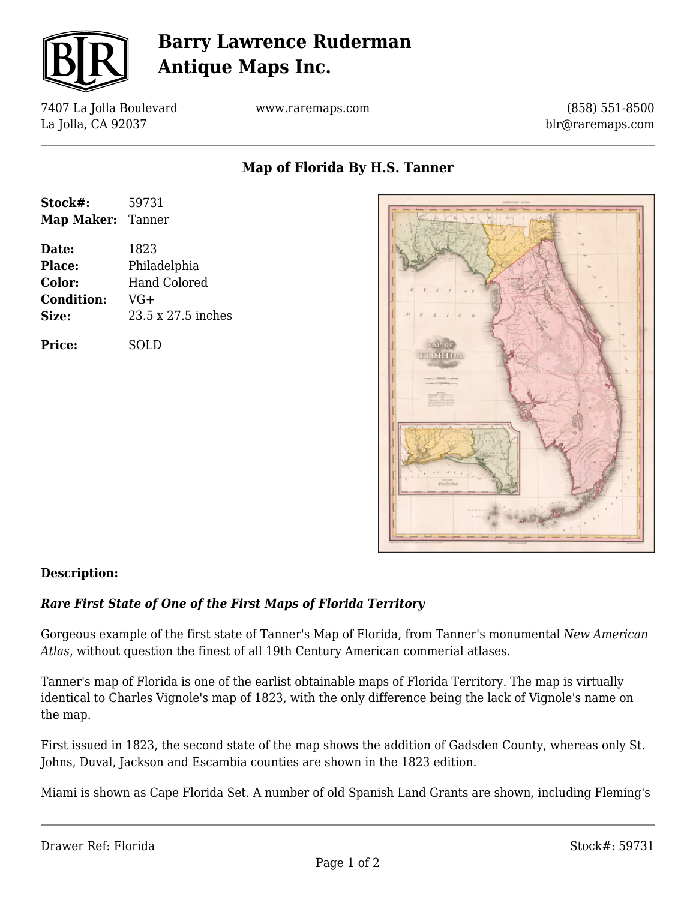# Barry Lawrence Ruderman Antique Maps Inc.

7407 La Jolla Boulevard
La Jolla, CA 92037

www.raremaps.com

(858) 551-8500
blr@raremaps.com

## Map of Florida By H.S. Tanner

**Stock#:** 59731
**Map Maker:** Tanner

**Date:** 1823
**Place:** Philadelphia
**Color:** Hand Colored
**Condition:** VG+
**Size:** 23.5 x 27.5 inches

**Price:** SOLD

**Description:**

***Rare First State of One of the First Maps of Florida Territory***

Gorgeous example of the first state of Tanner's Map of Florida, from Tanner's monumental *New American Atlas*, without question the finest of all 19th Century American commerial atlases.

Tanner's map of Florida is one of the earlist obtainable maps of Florida Territory. The map is virtually identical to Charles Vignole's map of 1823, with the only difference being the lack of Vignole's name on the map.

First issued in 1823, the second state of the map shows the addition of Gadsden County, whereas only St. Johns, Duval, Jackson and Escambia counties are shown in the 1823 edition.

Miami is shown as Cape Florida Set. A number of old Spanish Land Grants are shown, including Fleming's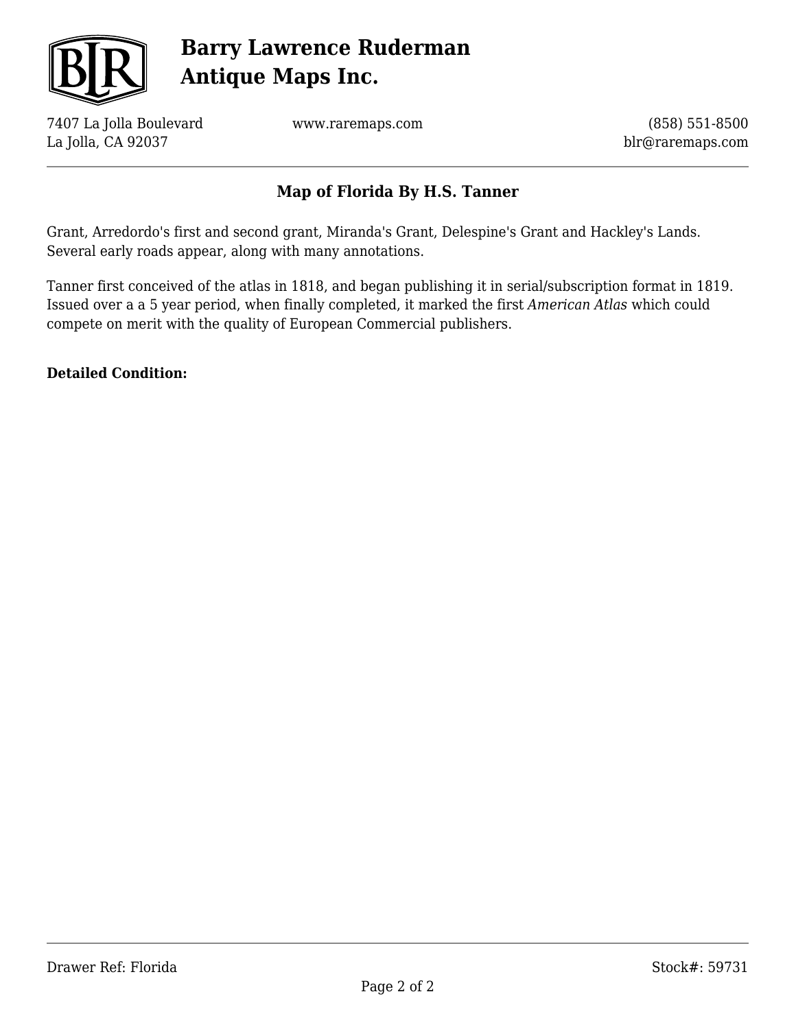## Map of Florida By H.S. Tanner

Grant, Arredordo's first and second grant, Miranda's Grant, Delespine's Grant and Hackley's Lands. Several early roads appear, along with many annotations.

Tanner first conceived of the atlas in 1818, and began publishing it in serial/subscription format in 1819. Issued over a a 5 year period, when finally completed, it marked the first *American Atlas* which could compete on merit with the quality of European Commercial publishers.

**Detailed Condition:**

Drawer Ref: Florida

Stock#: 59731